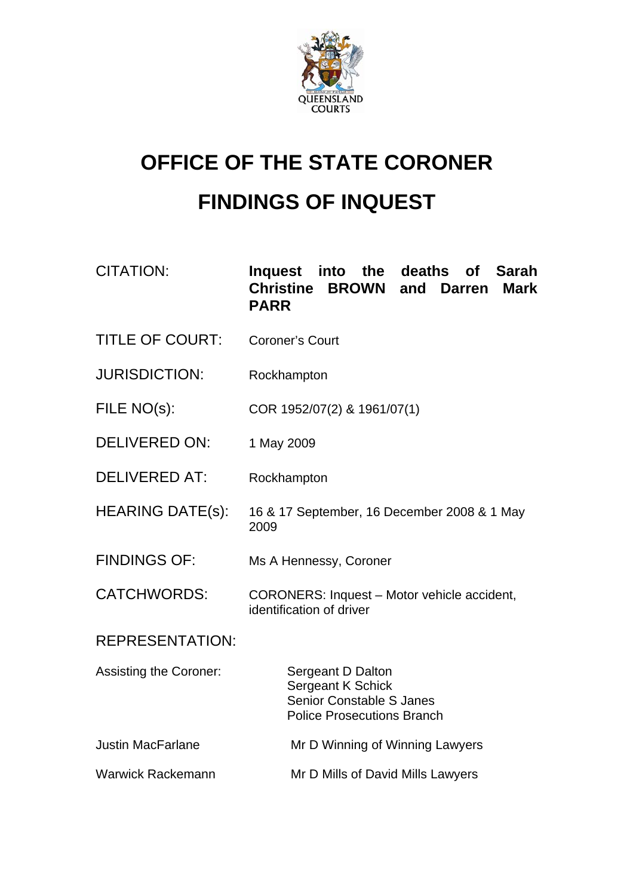# OFFICE OF THE STATE CORONER

# FINDINGS OF INQUEST

| | |
|---|---|
| CITATION: | **Inquest into the deaths of Sarah Christine BROWN and Darren Mark PARR** |
| TITLE OF COURT: | Coroner's Court |
| JURISDICTION: | Rockhampton |
| FILE NO(s): | COR 1952/07(2) & 1961/07(1) |
| DELIVERED ON: | 1 May 2009 |
| DELIVERED AT: | Rockhampton |
| HEARING DATE(s): | 16 & 17 September, 16 December 2008 & 1 May 2009 |
| FINDINGS OF: | Ms A Hennessy, Coroner |
| CATCHWORDS: | CORONERS: Inquest – Motor vehicle accident, identification of driver |

REPRESENTATION:

| | |
|---|---|
| Assisting the Coroner: | Sergeant D Dalton<br>Sergeant K Schick<br>Senior Constable S Janes<br>Police Prosecutions Branch |
| Justin MacFarlane | Mr D Winning of Winning Lawyers |
| Warwick Rackemann | Mr D Mills of David Mills Lawyers |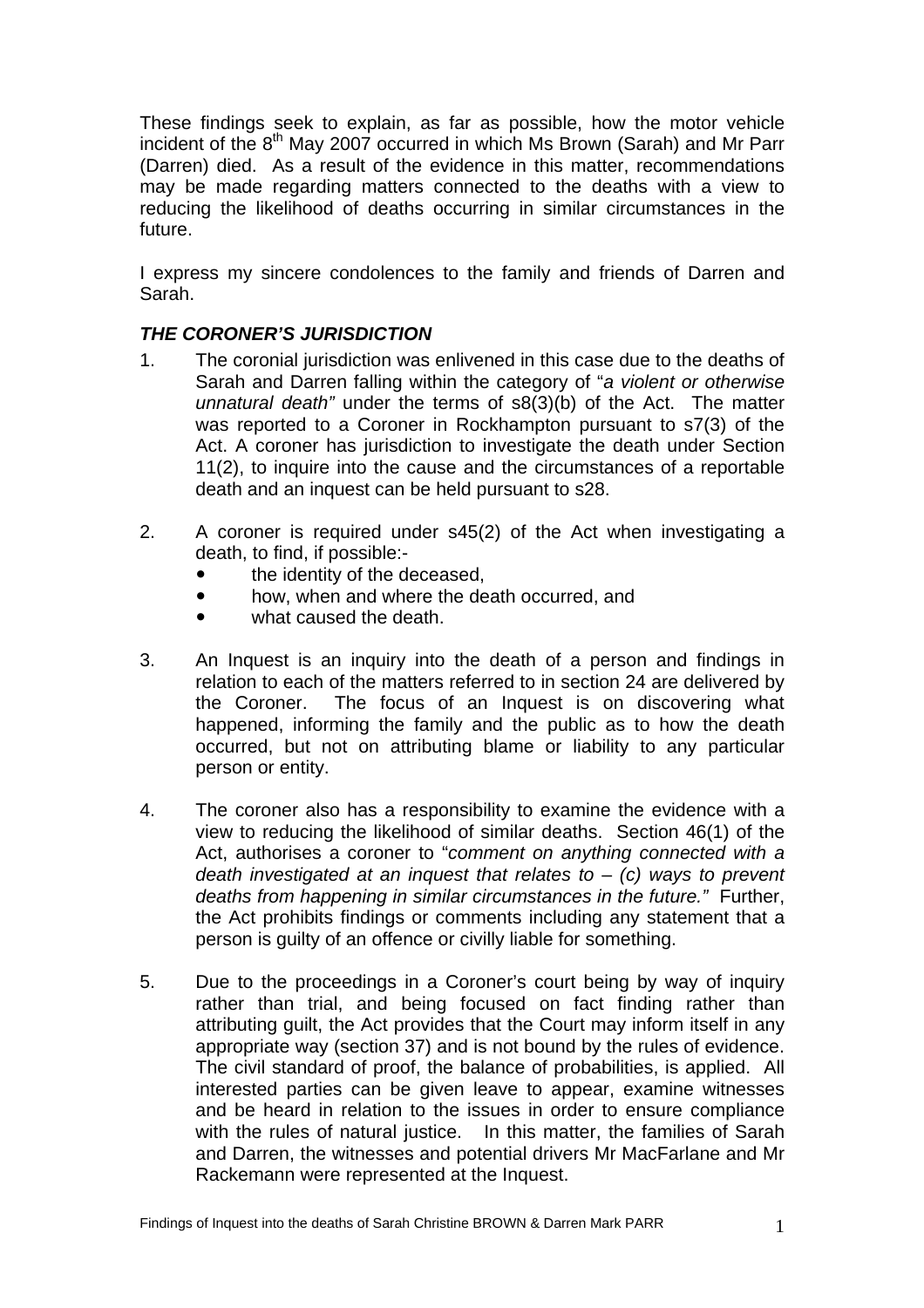These findings seek to explain, as far as possible, how the motor vehicle incident of the 8th May 2007 occurred in which Ms Brown (Sarah) and Mr Parr (Darren) died. As a result of the evidence in this matter, recommendations may be made regarding matters connected to the deaths with a view to reducing the likelihood of deaths occurring in similar circumstances in the future.

I express my sincere condolences to the family and friends of Darren and Sarah.

### *THE CORONER'S JURISDICTION*

1. The coronial jurisdiction was enlivened in this case due to the deaths of Sarah and Darren falling within the category of "*a violent or otherwise unnatural death"* under the terms of s8(3)(b) of the Act. The matter was reported to a Coroner in Rockhampton pursuant to s7(3) of the Act. A coroner has jurisdiction to investigate the death under Section 11(2), to inquire into the cause and the circumstances of a reportable death and an inquest can be held pursuant to s28.

2. A coroner is required under s45(2) of the Act when investigating a death, to find, if possible:-
   - the identity of the deceased,
   - how, when and where the death occurred, and
   - what caused the death.

3. An Inquest is an inquiry into the death of a person and findings in relation to each of the matters referred to in section 24 are delivered by the Coroner. The focus of an Inquest is on discovering what happened, informing the family and the public as to how the death occurred, but not on attributing blame or liability to any particular person or entity.

4. The coroner also has a responsibility to examine the evidence with a view to reducing the likelihood of similar deaths. Section 46(1) of the Act, authorises a coroner to "*comment on anything connected with a death investigated at an inquest that relates to – (c) ways to prevent deaths from happening in similar circumstances in the future."* Further, the Act prohibits findings or comments including any statement that a person is guilty of an offence or civilly liable for something.

5. Due to the proceedings in a Coroner's court being by way of inquiry rather than trial, and being focused on fact finding rather than attributing guilt, the Act provides that the Court may inform itself in any appropriate way (section 37) and is not bound by the rules of evidence. The civil standard of proof, the balance of probabilities, is applied. All interested parties can be given leave to appear, examine witnesses and be heard in relation to the issues in order to ensure compliance with the rules of natural justice. In this matter, the families of Sarah and Darren, the witnesses and potential drivers Mr MacFarlane and Mr Rackemann were represented at the Inquest.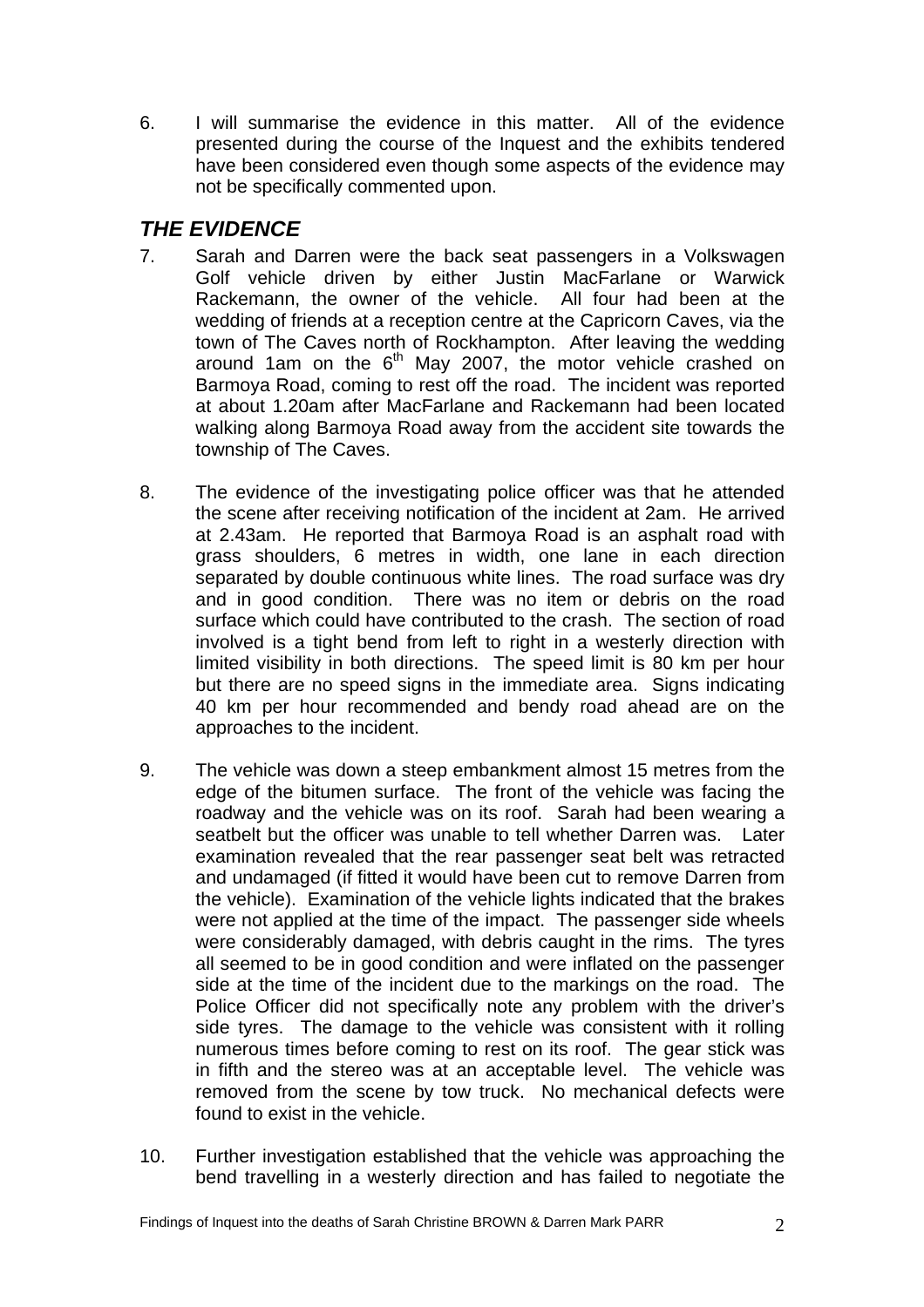6. I will summarise the evidence in this matter. All of the evidence presented during the course of the Inquest and the exhibits tendered have been considered even though some aspects of the evidence may not be specifically commented upon.

## *THE EVIDENCE*

7. Sarah and Darren were the back seat passengers in a Volkswagen Golf vehicle driven by either Justin MacFarlane or Warwick Rackemann, the owner of the vehicle. All four had been at the wedding of friends at a reception centre at the Capricorn Caves, via the town of The Caves north of Rockhampton. After leaving the wedding around 1am on the 6th May 2007, the motor vehicle crashed on Barmoya Road, coming to rest off the road. The incident was reported at about 1.20am after MacFarlane and Rackemann had been located walking along Barmoya Road away from the accident site towards the township of The Caves.

8. The evidence of the investigating police officer was that he attended the scene after receiving notification of the incident at 2am. He arrived at 2.43am. He reported that Barmoya Road is an asphalt road with grass shoulders, 6 metres in width, one lane in each direction separated by double continuous white lines. The road surface was dry and in good condition. There was no item or debris on the road surface which could have contributed to the crash. The section of road involved is a tight bend from left to right in a westerly direction with limited visibility in both directions. The speed limit is 80 km per hour but there are no speed signs in the immediate area. Signs indicating 40 km per hour recommended and bendy road ahead are on the approaches to the incident.

9. The vehicle was down a steep embankment almost 15 metres from the edge of the bitumen surface. The front of the vehicle was facing the roadway and the vehicle was on its roof. Sarah had been wearing a seatbelt but the officer was unable to tell whether Darren was. Later examination revealed that the rear passenger seat belt was retracted and undamaged (if fitted it would have been cut to remove Darren from the vehicle). Examination of the vehicle lights indicated that the brakes were not applied at the time of the impact. The passenger side wheels were considerably damaged, with debris caught in the rims. The tyres all seemed to be in good condition and were inflated on the passenger side at the time of the incident due to the markings on the road. The Police Officer did not specifically note any problem with the driver's side tyres. The damage to the vehicle was consistent with it rolling numerous times before coming to rest on its roof. The gear stick was in fifth and the stereo was at an acceptable level. The vehicle was removed from the scene by tow truck. No mechanical defects were found to exist in the vehicle.

10. Further investigation established that the vehicle was approaching the bend travelling in a westerly direction and has failed to negotiate the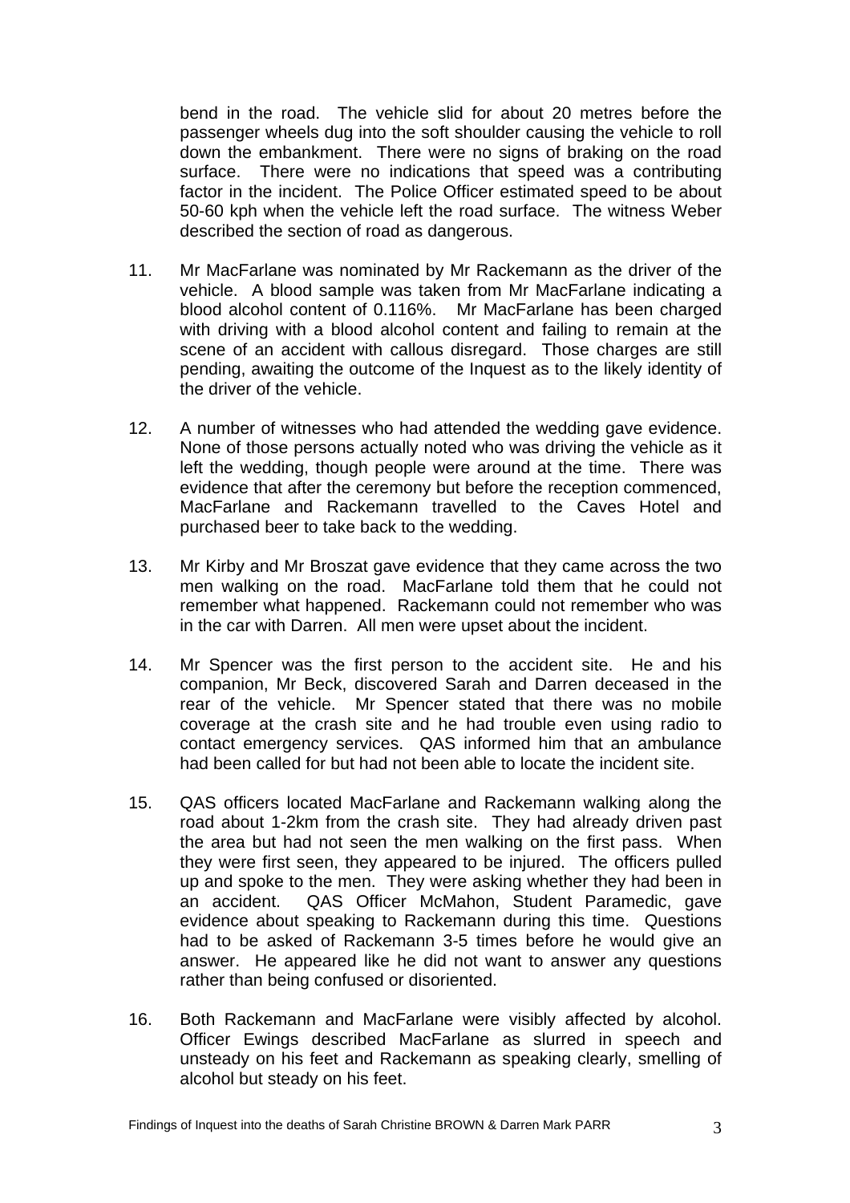bend in the road. The vehicle slid for about 20 metres before the passenger wheels dug into the soft shoulder causing the vehicle to roll down the embankment. There were no signs of braking on the road surface. There were no indications that speed was a contributing factor in the incident. The Police Officer estimated speed to be about 50-60 kph when the vehicle left the road surface. The witness Weber described the section of road as dangerous.

11. Mr MacFarlane was nominated by Mr Rackemann as the driver of the vehicle. A blood sample was taken from Mr MacFarlane indicating a blood alcohol content of 0.116%. Mr MacFarlane has been charged with driving with a blood alcohol content and failing to remain at the scene of an accident with callous disregard. Those charges are still pending, awaiting the outcome of the Inquest as to the likely identity of the driver of the vehicle.

12. A number of witnesses who had attended the wedding gave evidence. None of those persons actually noted who was driving the vehicle as it left the wedding, though people were around at the time. There was evidence that after the ceremony but before the reception commenced, MacFarlane and Rackemann travelled to the Caves Hotel and purchased beer to take back to the wedding.

13. Mr Kirby and Mr Broszat gave evidence that they came across the two men walking on the road. MacFarlane told them that he could not remember what happened. Rackemann could not remember who was in the car with Darren. All men were upset about the incident.

14. Mr Spencer was the first person to the accident site. He and his companion, Mr Beck, discovered Sarah and Darren deceased in the rear of the vehicle. Mr Spencer stated that there was no mobile coverage at the crash site and he had trouble even using radio to contact emergency services. QAS informed him that an ambulance had been called for but had not been able to locate the incident site.

15. QAS officers located MacFarlane and Rackemann walking along the road about 1-2km from the crash site. They had already driven past the area but had not seen the men walking on the first pass. When they were first seen, they appeared to be injured. The officers pulled up and spoke to the men. They were asking whether they had been in an accident. QAS Officer McMahon, Student Paramedic, gave evidence about speaking to Rackemann during this time. Questions had to be asked of Rackemann 3-5 times before he would give an answer. He appeared like he did not want to answer any questions rather than being confused or disoriented.

16. Both Rackemann and MacFarlane were visibly affected by alcohol. Officer Ewings described MacFarlane as slurred in speech and unsteady on his feet and Rackemann as speaking clearly, smelling of alcohol but steady on his feet.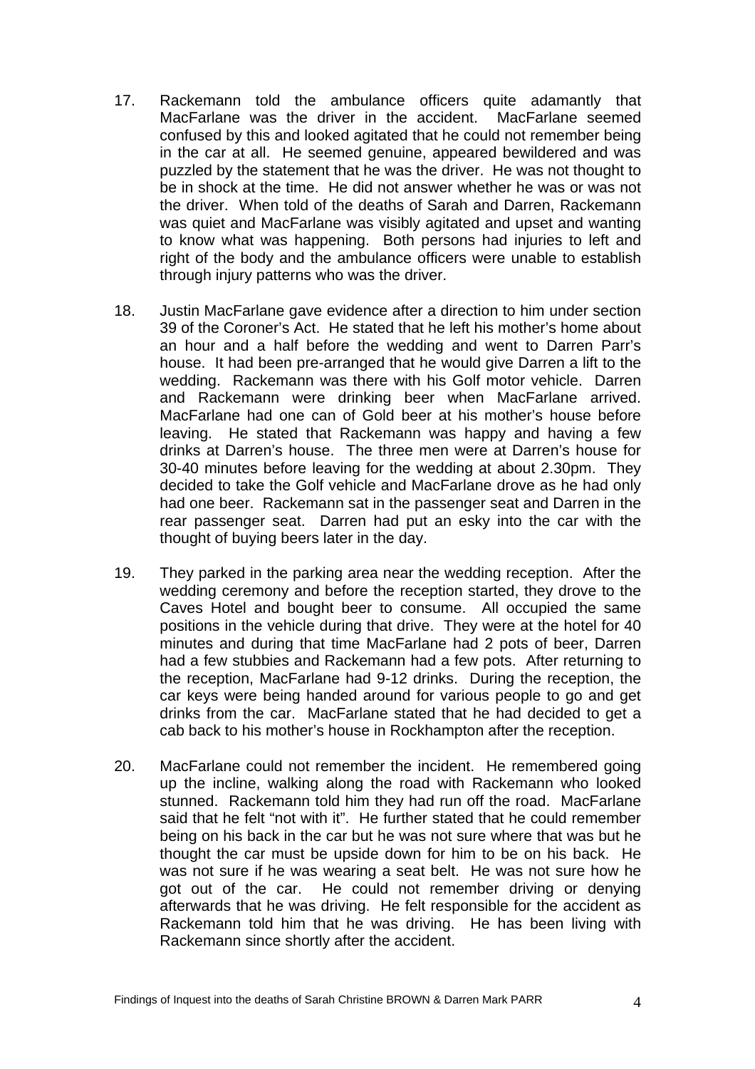17. Rackemann told the ambulance officers quite adamantly that MacFarlane was the driver in the accident. MacFarlane seemed confused by this and looked agitated that he could not remember being in the car at all. He seemed genuine, appeared bewildered and was puzzled by the statement that he was the driver. He was not thought to be in shock at the time. He did not answer whether he was or was not the driver. When told of the deaths of Sarah and Darren, Rackemann was quiet and MacFarlane was visibly agitated and upset and wanting to know what was happening. Both persons had injuries to left and right of the body and the ambulance officers were unable to establish through injury patterns who was the driver.

18. Justin MacFarlane gave evidence after a direction to him under section 39 of the Coroner's Act. He stated that he left his mother's home about an hour and a half before the wedding and went to Darren Parr's house. It had been pre-arranged that he would give Darren a lift to the wedding. Rackemann was there with his Golf motor vehicle. Darren and Rackemann were drinking beer when MacFarlane arrived. MacFarlane had one can of Gold beer at his mother's house before leaving. He stated that Rackemann was happy and having a few drinks at Darren's house. The three men were at Darren's house for 30-40 minutes before leaving for the wedding at about 2.30pm. They decided to take the Golf vehicle and MacFarlane drove as he had only had one beer. Rackemann sat in the passenger seat and Darren in the rear passenger seat. Darren had put an esky into the car with the thought of buying beers later in the day.

19. They parked in the parking area near the wedding reception. After the wedding ceremony and before the reception started, they drove to the Caves Hotel and bought beer to consume. All occupied the same positions in the vehicle during that drive. They were at the hotel for 40 minutes and during that time MacFarlane had 2 pots of beer, Darren had a few stubbies and Rackemann had a few pots. After returning to the reception, MacFarlane had 9-12 drinks. During the reception, the car keys were being handed around for various people to go and get drinks from the car. MacFarlane stated that he had decided to get a cab back to his mother's house in Rockhampton after the reception.

20. MacFarlane could not remember the incident. He remembered going up the incline, walking along the road with Rackemann who looked stunned. Rackemann told him they had run off the road. MacFarlane said that he felt "not with it". He further stated that he could remember being on his back in the car but he was not sure where that was but he thought the car must be upside down for him to be on his back. He was not sure if he was wearing a seat belt. He was not sure how he got out of the car. He could not remember driving or denying afterwards that he was driving. He felt responsible for the accident as Rackemann told him that he was driving. He has been living with Rackemann since shortly after the accident.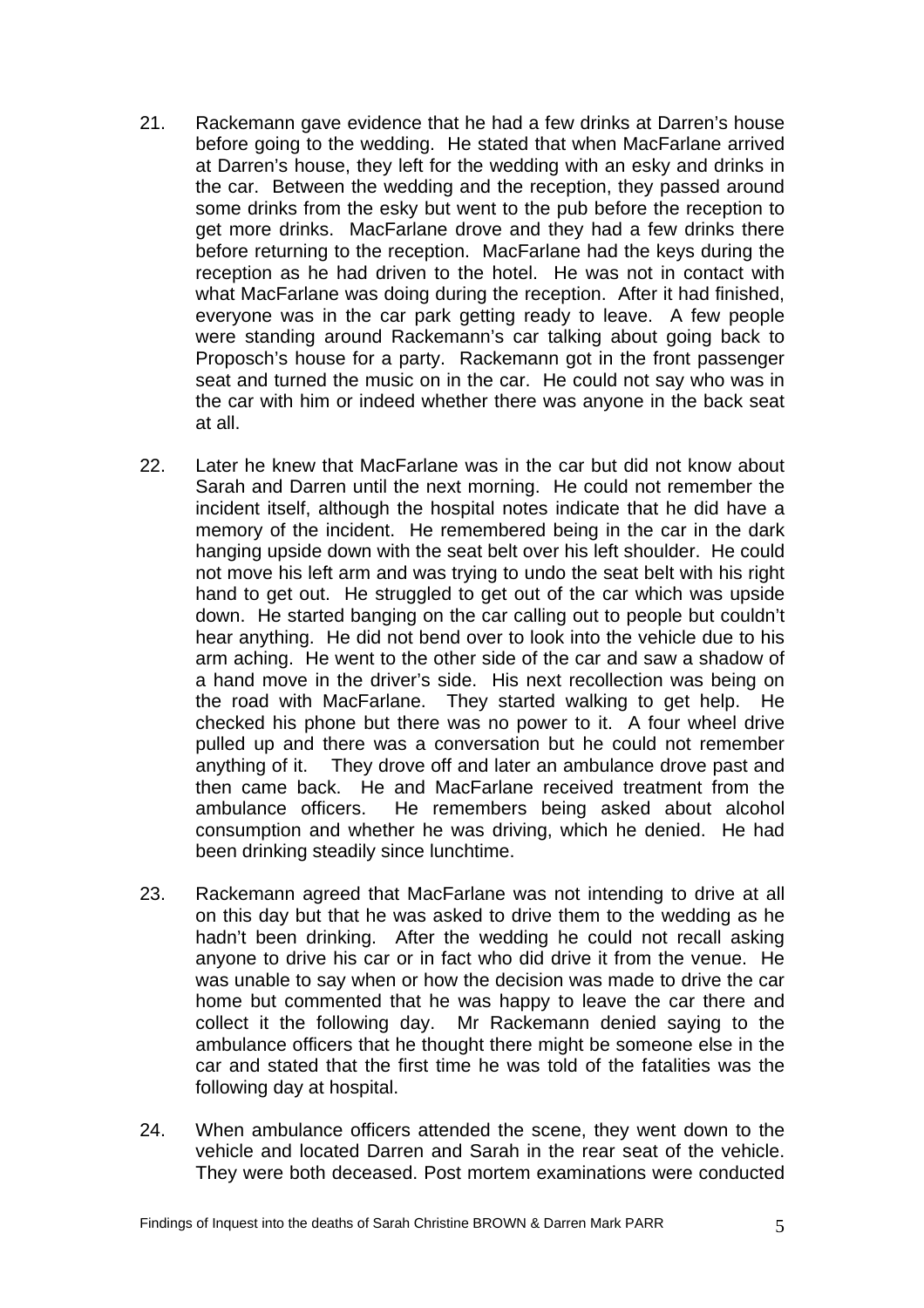21. Rackemann gave evidence that he had a few drinks at Darren's house before going to the wedding. He stated that when MacFarlane arrived at Darren's house, they left for the wedding with an esky and drinks in the car. Between the wedding and the reception, they passed around some drinks from the esky but went to the pub before the reception to get more drinks. MacFarlane drove and they had a few drinks there before returning to the reception. MacFarlane had the keys during the reception as he had driven to the hotel. He was not in contact with what MacFarlane was doing during the reception. After it had finished, everyone was in the car park getting ready to leave. A few people were standing around Rackemann's car talking about going back to Proposch's house for a party. Rackemann got in the front passenger seat and turned the music on in the car. He could not say who was in the car with him or indeed whether there was anyone in the back seat at all.

22. Later he knew that MacFarlane was in the car but did not know about Sarah and Darren until the next morning. He could not remember the incident itself, although the hospital notes indicate that he did have a memory of the incident. He remembered being in the car in the dark hanging upside down with the seat belt over his left shoulder. He could not move his left arm and was trying to undo the seat belt with his right hand to get out. He struggled to get out of the car which was upside down. He started banging on the car calling out to people but couldn't hear anything. He did not bend over to look into the vehicle due to his arm aching. He went to the other side of the car and saw a shadow of a hand move in the driver's side. His next recollection was being on the road with MacFarlane. They started walking to get help. He checked his phone but there was no power to it. A four wheel drive pulled up and there was a conversation but he could not remember anything of it. They drove off and later an ambulance drove past and then came back. He and MacFarlane received treatment from the ambulance officers. He remembers being asked about alcohol consumption and whether he was driving, which he denied. He had been drinking steadily since lunchtime.

23. Rackemann agreed that MacFarlane was not intending to drive at all on this day but that he was asked to drive them to the wedding as he hadn't been drinking. After the wedding he could not recall asking anyone to drive his car or in fact who did drive it from the venue. He was unable to say when or how the decision was made to drive the car home but commented that he was happy to leave the car there and collect it the following day. Mr Rackemann denied saying to the ambulance officers that he thought there might be someone else in the car and stated that the first time he was told of the fatalities was the following day at hospital.

24. When ambulance officers attended the scene, they went down to the vehicle and located Darren and Sarah in the rear seat of the vehicle. They were both deceased. Post mortem examinations were conducted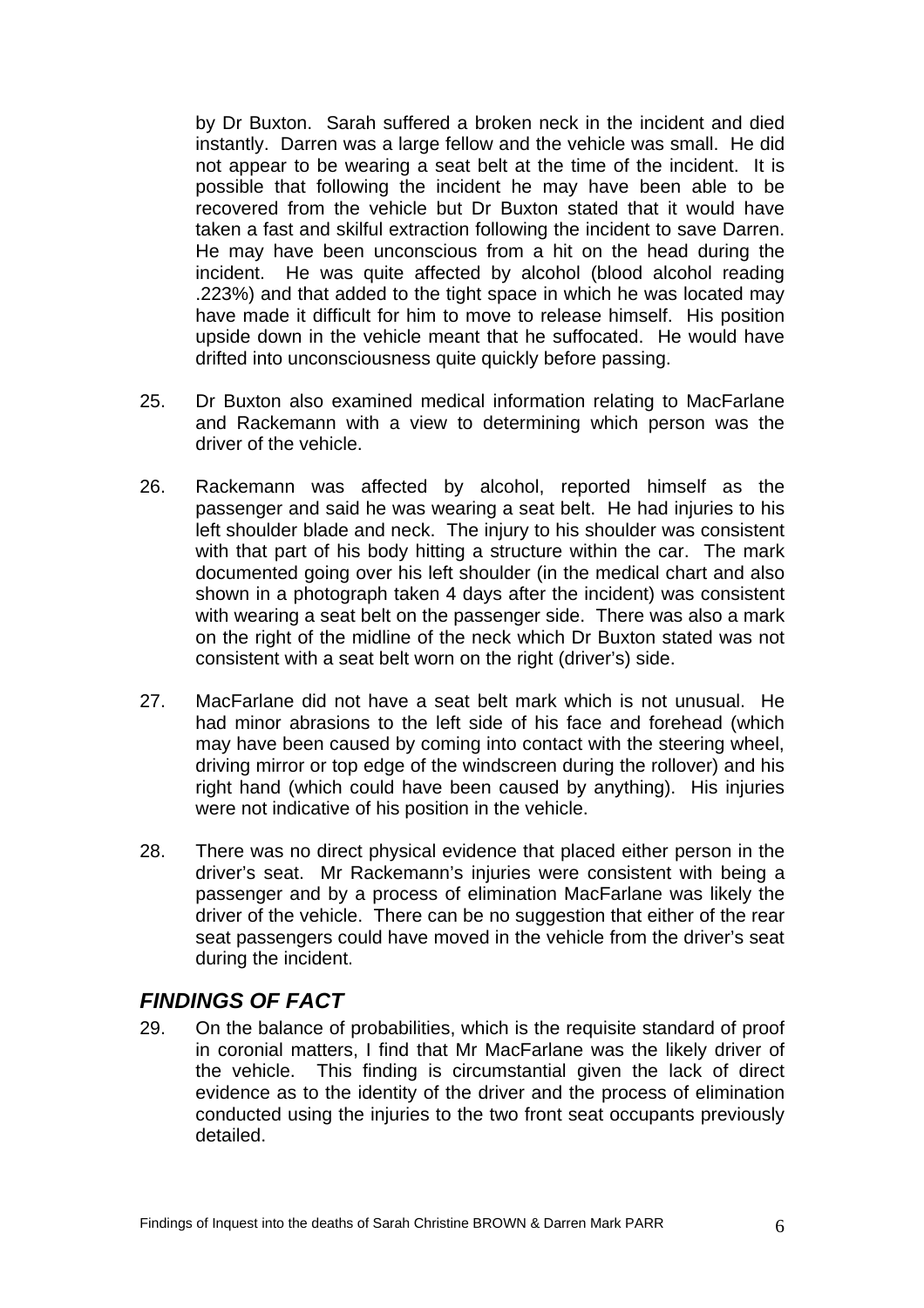by Dr Buxton. Sarah suffered a broken neck in the incident and died instantly. Darren was a large fellow and the vehicle was small. He did not appear to be wearing a seat belt at the time of the incident. It is possible that following the incident he may have been able to be recovered from the vehicle but Dr Buxton stated that it would have taken a fast and skilful extraction following the incident to save Darren. He may have been unconscious from a hit on the head during the incident. He was quite affected by alcohol (blood alcohol reading .223%) and that added to the tight space in which he was located may have made it difficult for him to move to release himself. His position upside down in the vehicle meant that he suffocated. He would have drifted into unconsciousness quite quickly before passing.

25. Dr Buxton also examined medical information relating to MacFarlane and Rackemann with a view to determining which person was the driver of the vehicle.

26. Rackemann was affected by alcohol, reported himself as the passenger and said he was wearing a seat belt. He had injuries to his left shoulder blade and neck. The injury to his shoulder was consistent with that part of his body hitting a structure within the car. The mark documented going over his left shoulder (in the medical chart and also shown in a photograph taken 4 days after the incident) was consistent with wearing a seat belt on the passenger side. There was also a mark on the right of the midline of the neck which Dr Buxton stated was not consistent with a seat belt worn on the right (driver's) side.

27. MacFarlane did not have a seat belt mark which is not unusual. He had minor abrasions to the left side of his face and forehead (which may have been caused by coming into contact with the steering wheel, driving mirror or top edge of the windscreen during the rollover) and his right hand (which could have been caused by anything). His injuries were not indicative of his position in the vehicle.

28. There was no direct physical evidence that placed either person in the driver's seat. Mr Rackemann's injuries were consistent with being a passenger and by a process of elimination MacFarlane was likely the driver of the vehicle. There can be no suggestion that either of the rear seat passengers could have moved in the vehicle from the driver's seat during the incident.

## *FINDINGS OF FACT*

29. On the balance of probabilities, which is the requisite standard of proof in coronial matters, I find that Mr MacFarlane was the likely driver of the vehicle. This finding is circumstantial given the lack of direct evidence as to the identity of the driver and the process of elimination conducted using the injuries to the two front seat occupants previously detailed.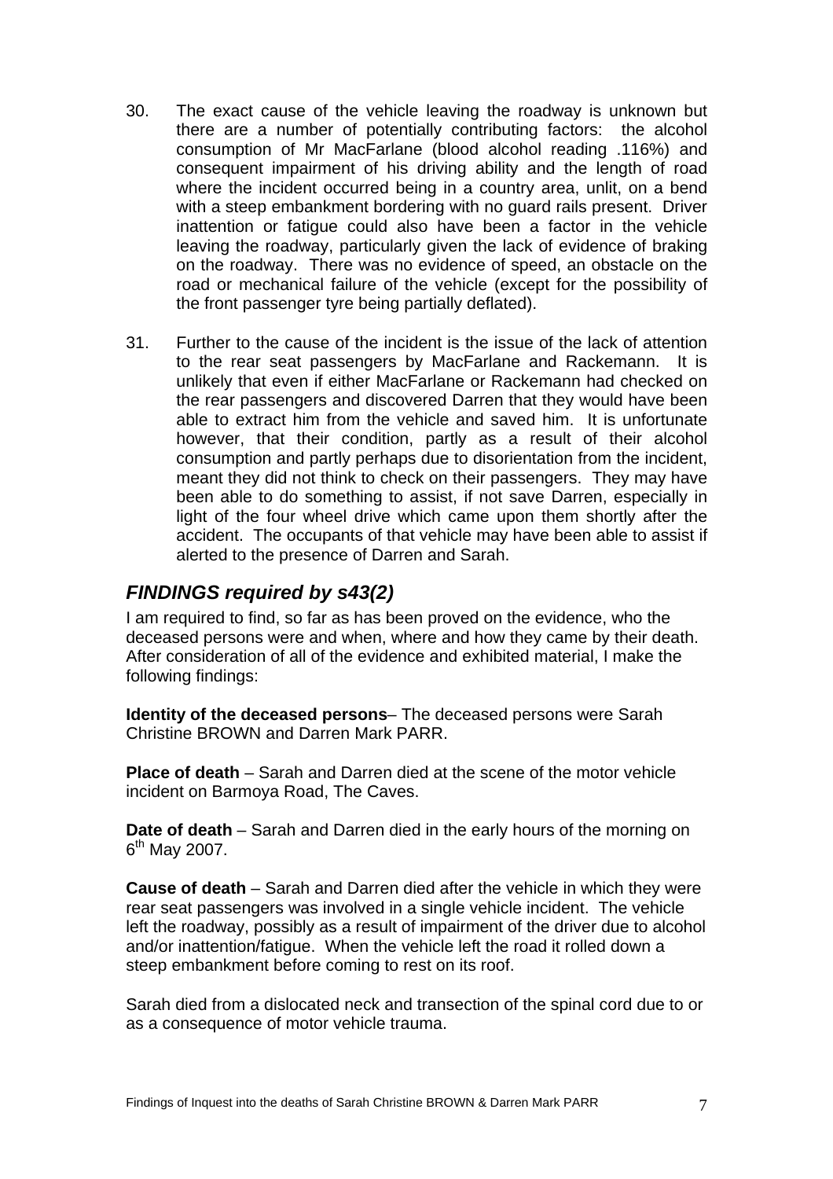30. The exact cause of the vehicle leaving the roadway is unknown but there are a number of potentially contributing factors: the alcohol consumption of Mr MacFarlane (blood alcohol reading .116%) and consequent impairment of his driving ability and the length of road where the incident occurred being in a country area, unlit, on a bend with a steep embankment bordering with no guard rails present. Driver inattention or fatigue could also have been a factor in the vehicle leaving the roadway, particularly given the lack of evidence of braking on the roadway. There was no evidence of speed, an obstacle on the road or mechanical failure of the vehicle (except for the possibility of the front passenger tyre being partially deflated).

31. Further to the cause of the incident is the issue of the lack of attention to the rear seat passengers by MacFarlane and Rackemann. It is unlikely that even if either MacFarlane or Rackemann had checked on the rear passengers and discovered Darren that they would have been able to extract him from the vehicle and saved him. It is unfortunate however, that their condition, partly as a result of their alcohol consumption and partly perhaps due to disorientation from the incident, meant they did not think to check on their passengers. They may have been able to do something to assist, if not save Darren, especially in light of the four wheel drive which came upon them shortly after the accident. The occupants of that vehicle may have been able to assist if alerted to the presence of Darren and Sarah.

## *FINDINGS required by s43(2)*

I am required to find, so far as has been proved on the evidence, who the deceased persons were and when, where and how they came by their death. After consideration of all of the evidence and exhibited material, I make the following findings:

**Identity of the deceased persons**– The deceased persons were Sarah Christine BROWN and Darren Mark PARR.

**Place of death** – Sarah and Darren died at the scene of the motor vehicle incident on Barmoya Road, The Caves.

**Date of death** – Sarah and Darren died in the early hours of the morning on 6th May 2007.

**Cause of death** – Sarah and Darren died after the vehicle in which they were rear seat passengers was involved in a single vehicle incident. The vehicle left the roadway, possibly as a result of impairment of the driver due to alcohol and/or inattention/fatigue. When the vehicle left the road it rolled down a steep embankment before coming to rest on its roof.

Sarah died from a dislocated neck and transection of the spinal cord due to or as a consequence of motor vehicle trauma.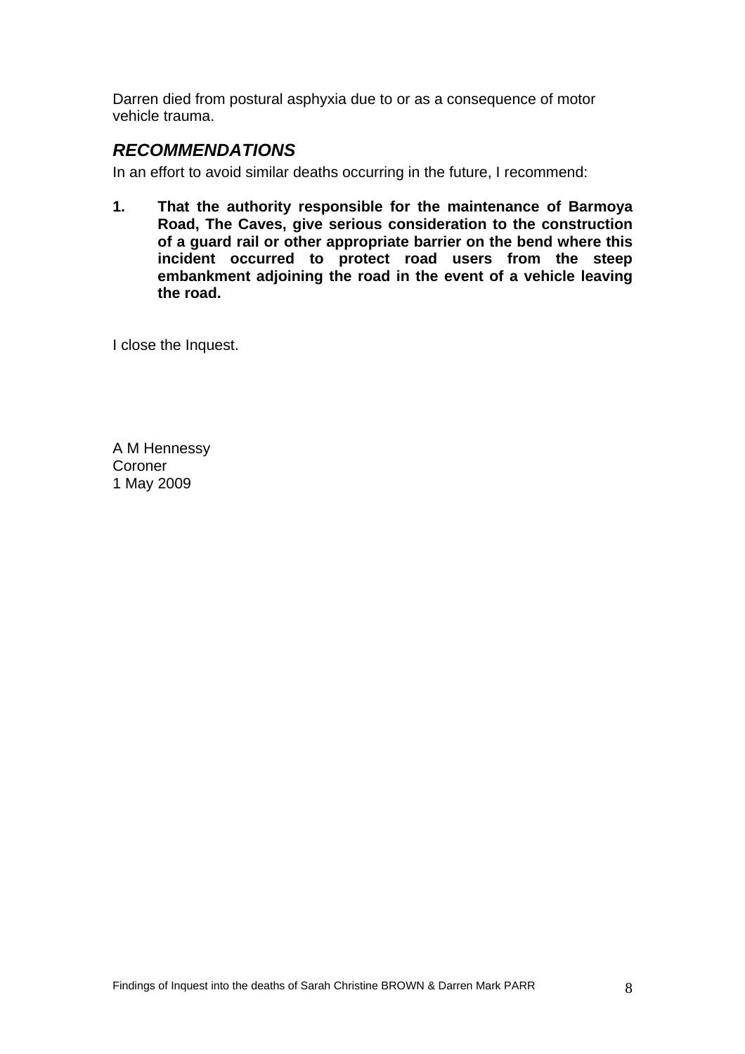Darren died from postural asphyxia due to or as a consequence of motor vehicle trauma.

## *RECOMMENDATIONS*

In an effort to avoid similar deaths occurring in the future, I recommend:

1. **That the authority responsible for the maintenance of Barmoya Road, The Caves, give serious consideration to the construction of a guard rail or other appropriate barrier on the bend where this incident occurred to protect road users from the steep embankment adjoining the road in the event of a vehicle leaving the road.**

I close the Inquest.

A M Hennessy
Coroner
1 May 2009